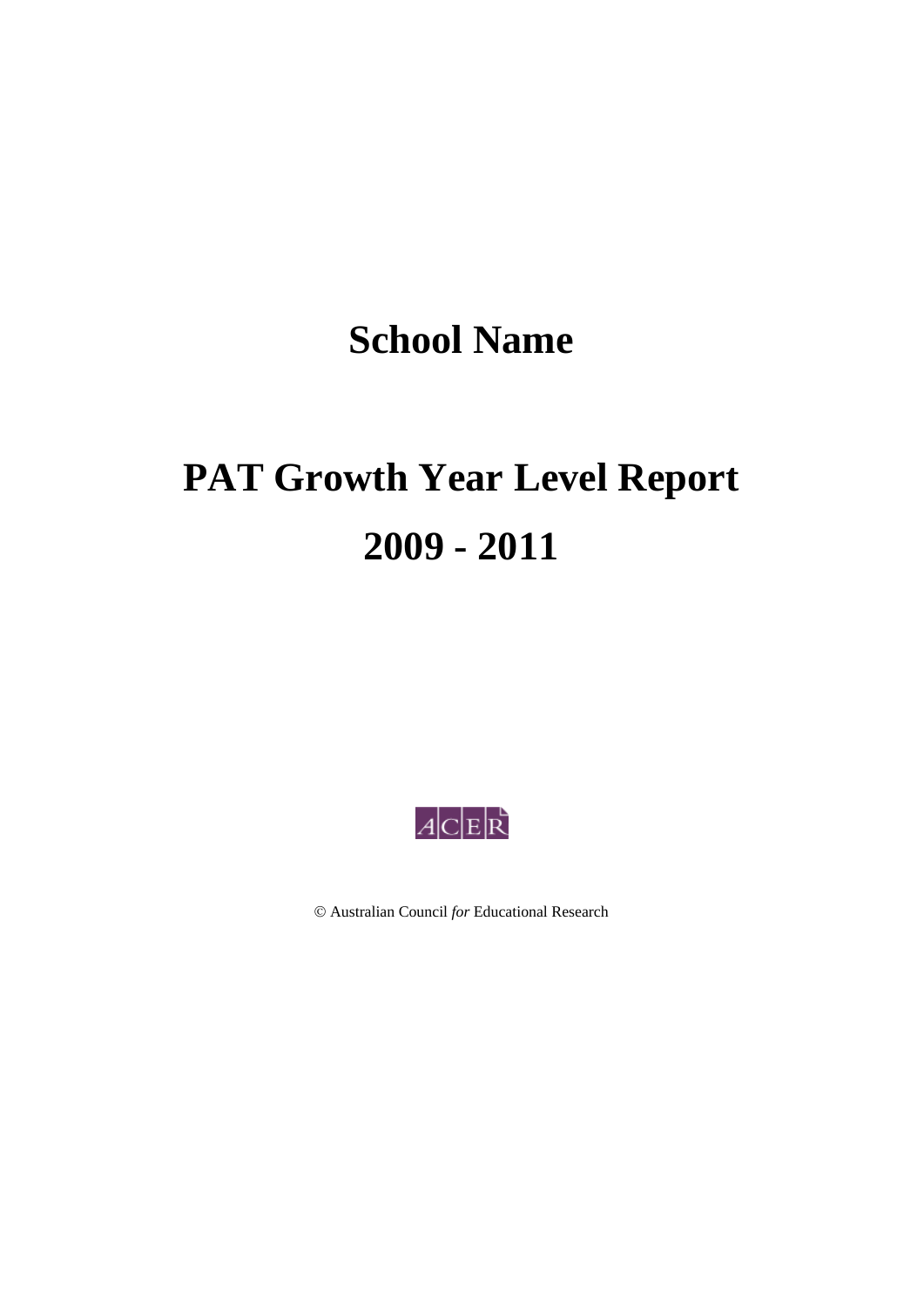# School Name

# PAT Growth Year Level Report

# 2009 - 2011

ACER

© Australian Council *for* Educational Research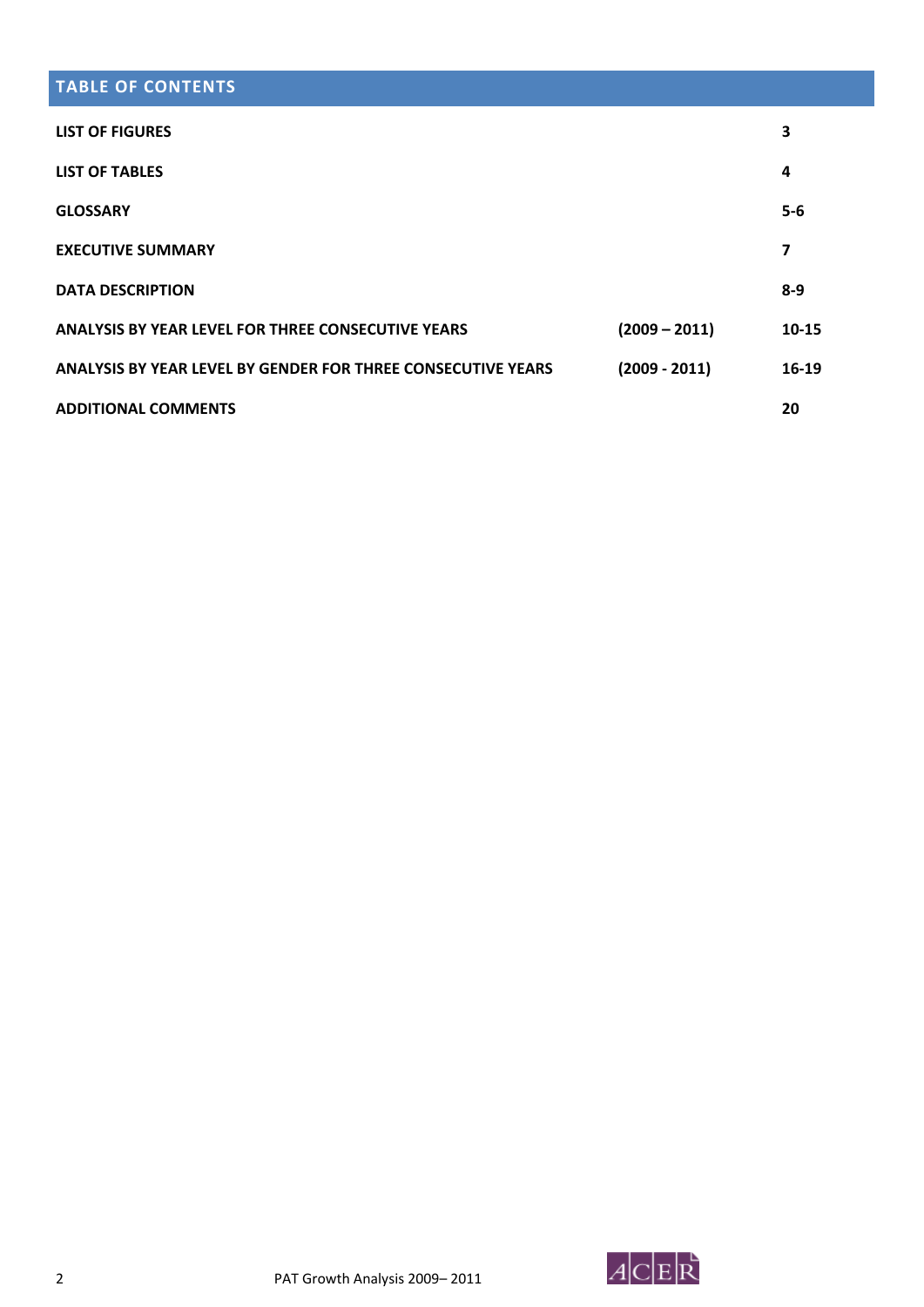## TABLE OF CONTENTS

| | | |
|---|---|---|
| **LIST OF FIGURES** | | **3** |
| **LIST OF TABLES** | | **4** |
| **GLOSSARY** | | **5-6** |
| **EXECUTIVE SUMMARY** | | **7** |
| **DATA DESCRIPTION** | | **8-9** |
| **ANALYSIS BY YEAR LEVEL FOR THREE CONSECUTIVE YEARS** | **(2009 – 2011)** | **10-15** |
| **ANALYSIS BY YEAR LEVEL BY GENDER FOR THREE CONSECUTIVE YEARS** | **(2009 - 2011)** | **16-19** |
| **ADDITIONAL COMMENTS** | | **20** |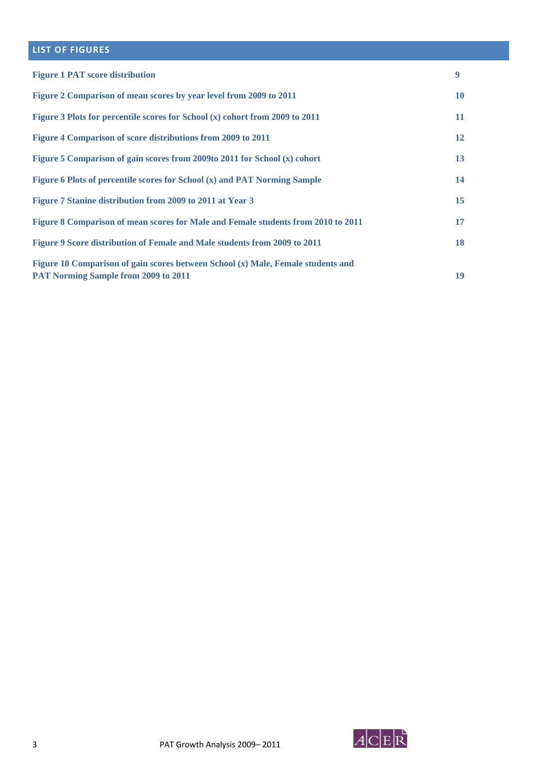## LIST OF FIGURES

| | |
|---|---|
| Figure 1 PAT score distribution | 9 |
| Figure 2 Comparison of mean scores by year level from 2009 to 2011 | 10 |
| Figure 3 Plots for percentile scores for School (x) cohort from 2009 to 2011 | 11 |
| Figure 4 Comparison of score distributions from 2009 to 2011 | 12 |
| Figure 5 Comparison of gain scores from 2009to 2011 for School (x) cohort | 13 |
| Figure 6 Plots of percentile scores for School (x) and PAT Norming Sample | 14 |
| Figure 7 Stanine distribution from 2009 to 2011 at Year 3 | 15 |
| Figure 8 Comparison of mean scores for Male and Female students from 2010 to 2011 | 17 |
| Figure 9 Score distribution of Female and Male students from 2009 to 2011 | 18 |
| Figure 10 Comparison of gain scores between School (x) Male, Female students and PAT Norming Sample from 2009 to 2011 | 19 |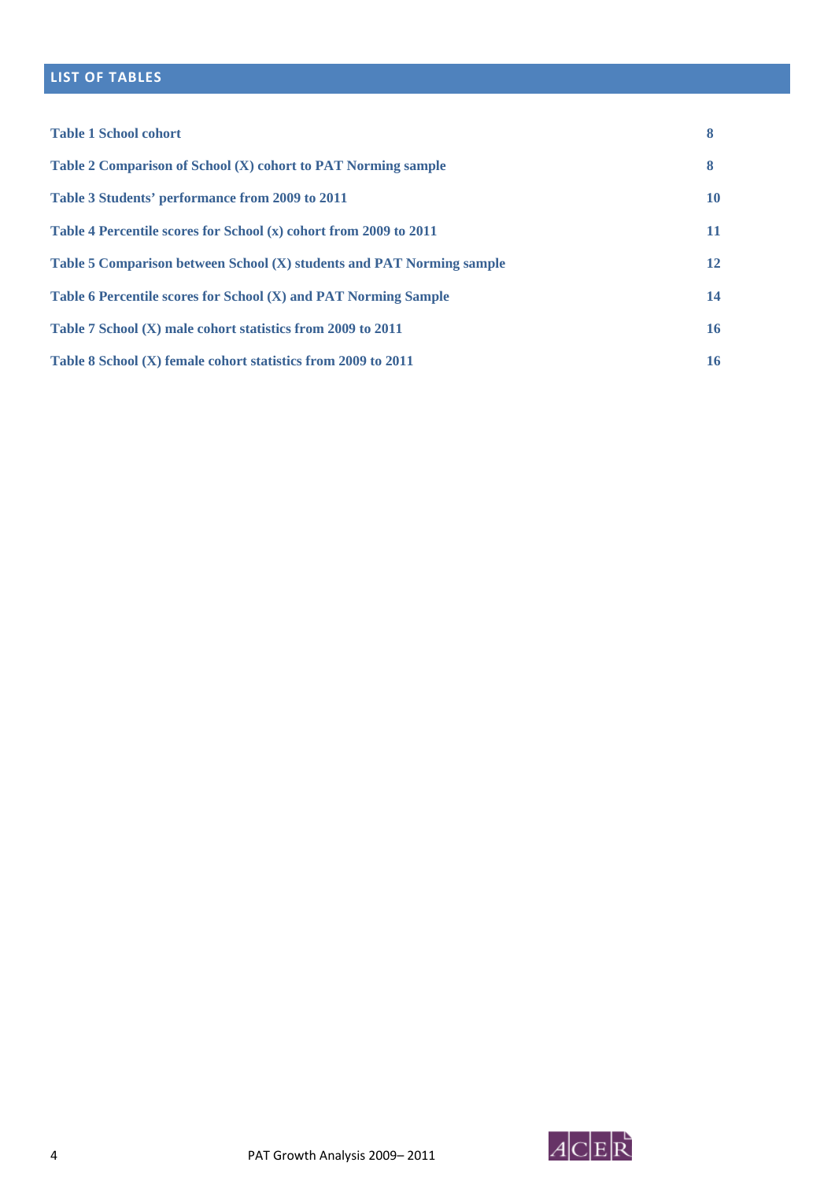## LIST OF TABLES

| | |
|---|---|
| **Table 1 School cohort** | **8** |
| **Table 2 Comparison of School (X) cohort to PAT Norming sample** | **8** |
| **Table 3 Students' performance from 2009 to 2011** | **10** |
| **Table 4 Percentile scores for School (x) cohort from 2009 to 2011** | **11** |
| **Table 5 Comparison between School (X) students and PAT Norming sample** | **12** |
| **Table 6 Percentile scores for School (X) and PAT Norming Sample** | **14** |
| **Table 7 School (X) male cohort statistics from 2009 to 2011** | **16** |
| **Table 8 School (X) female cohort statistics from 2009 to 2011** | **16** |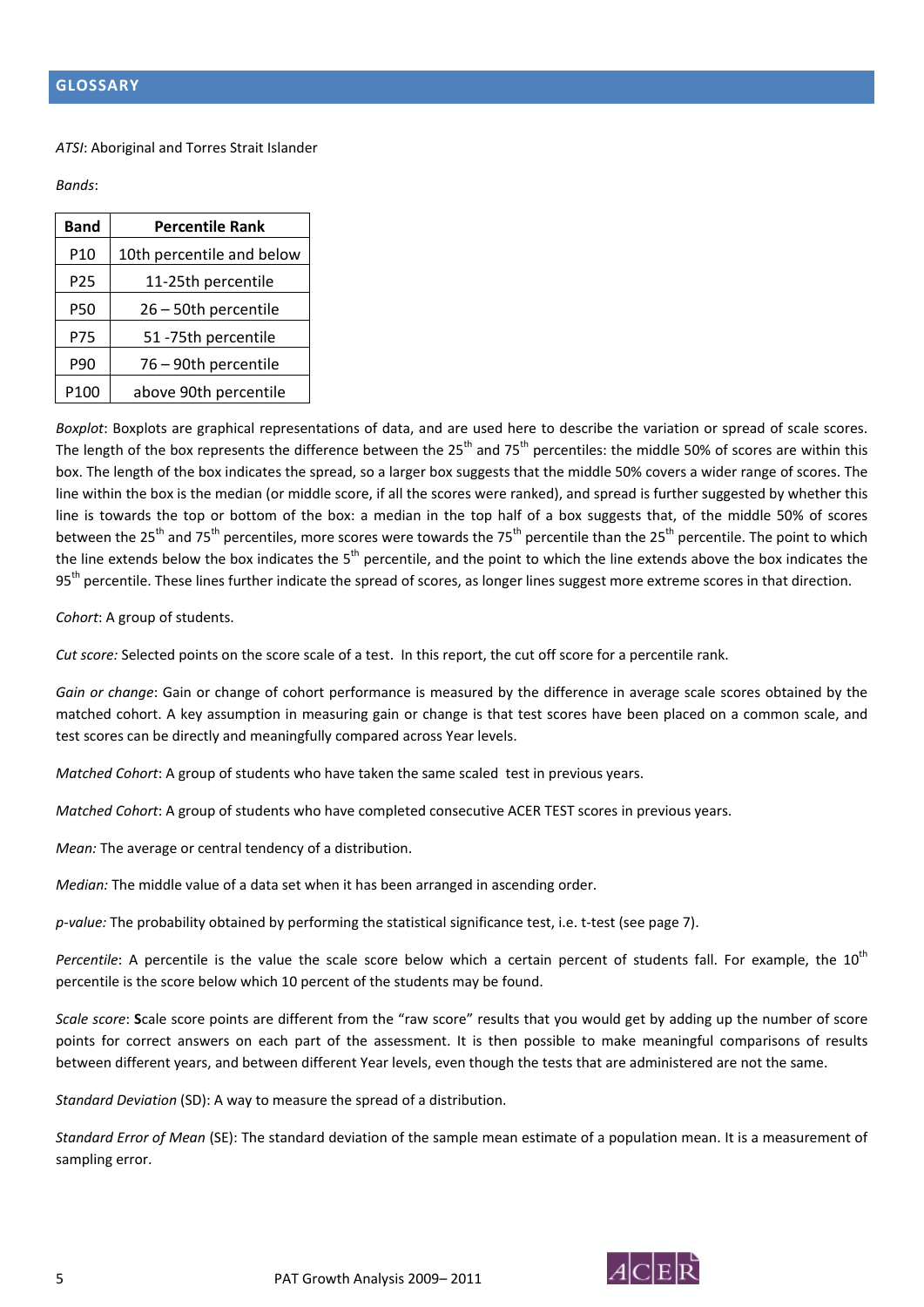## GLOSSARY

*ATSI*: Aboriginal and Torres Strait Islander

*Bands*:

| Band | Percentile Rank |
|---|---|
| P10 | 10th percentile and below |
| P25 | 11-25th percentile |
| P50 | 26 – 50th percentile |
| P75 | 51 -75th percentile |
| P90 | 76 – 90th percentile |
| P100 | above 90th percentile |

*Boxplot*: Boxplots are graphical representations of data, and are used here to describe the variation or spread of scale scores. The length of the box represents the difference between the 25th and 75th percentiles: the middle 50% of scores are within this box. The length of the box indicates the spread, so a larger box suggests that the middle 50% covers a wider range of scores. The line within the box is the median (or middle score, if all the scores were ranked), and spread is further suggested by whether this line is towards the top or bottom of the box: a median in the top half of a box suggests that, of the middle 50% of scores between the 25th and 75th percentiles, more scores were towards the 75th percentile than the 25th percentile. The point to which the line extends below the box indicates the 5th percentile, and the point to which the line extends above the box indicates the 95th percentile. These lines further indicate the spread of scores, as longer lines suggest more extreme scores in that direction.

*Cohort*: A group of students.

*Cut score:* Selected points on the score scale of a test. In this report, the cut off score for a percentile rank.

*Gain or change*: Gain or change of cohort performance is measured by the difference in average scale scores obtained by the matched cohort. A key assumption in measuring gain or change is that test scores have been placed on a common scale, and test scores can be directly and meaningfully compared across Year levels.

*Matched Cohort*: A group of students who have taken the same scaled test in previous years.

*Matched Cohort*: A group of students who have completed consecutive ACER TEST scores in previous years.

*Mean:* The average or central tendency of a distribution.

*Median:* The middle value of a data set when it has been arranged in ascending order.

*p-value:* The probability obtained by performing the statistical significance test, i.e. t-test (see page 7).

*Percentile*: A percentile is the value the scale score below which a certain percent of students fall. For example, the 10th percentile is the score below which 10 percent of the students may be found.

*Scale score*: **S**cale score points are different from the "raw score" results that you would get by adding up the number of score points for correct answers on each part of the assessment. It is then possible to make meaningful comparisons of results between different years, and between different Year levels, even though the tests that are administered are not the same.

*Standard Deviation* (SD): A way to measure the spread of a distribution.

*Standard Error of Mean* (SE): The standard deviation of the sample mean estimate of a population mean. It is a measurement of sampling error.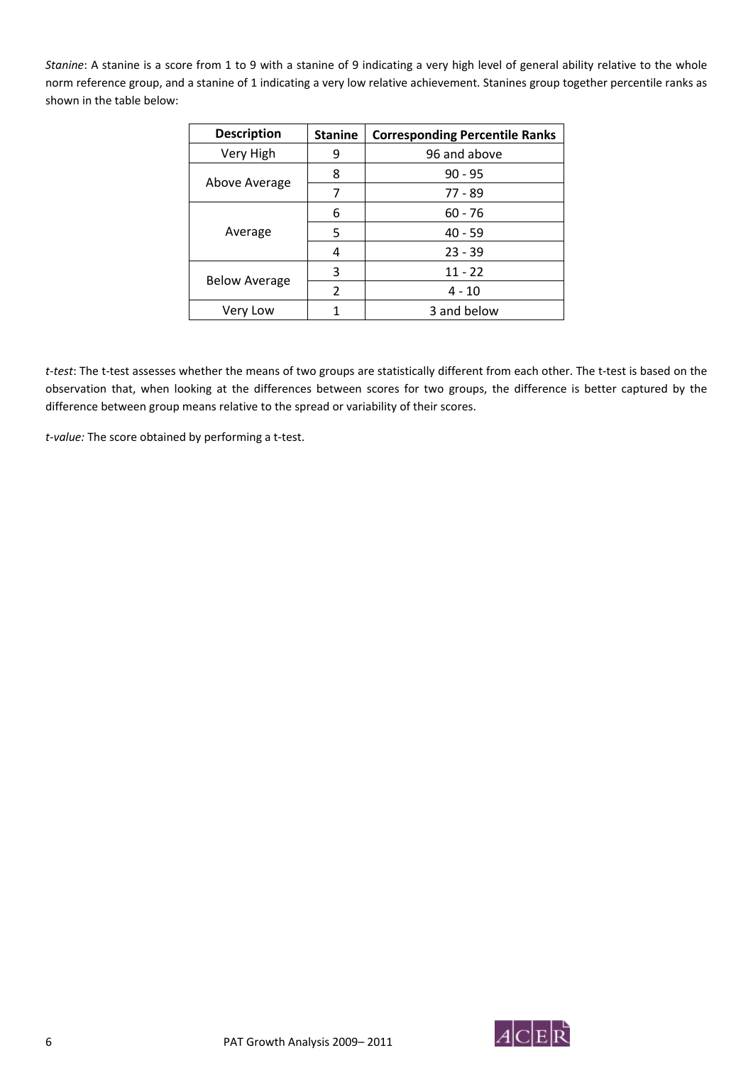*Stanine*: A stanine is a score from 1 to 9 with a stanine of 9 indicating a very high level of general ability relative to the whole norm reference group, and a stanine of 1 indicating a very low relative achievement. Stanines group together percentile ranks as shown in the table below:

| Description | Stanine | Corresponding Percentile Ranks |
|---|---|---|
| Very High | 9 | 96 and above |
| Above Average | 8 | 90 - 95 |
| | 7 | 77 - 89 |
| Average | 6 | 60 - 76 |
| | 5 | 40 - 59 |
| | 4 | 23 - 39 |
| Below Average | 3 | 11 - 22 |
| | 2 | 4 - 10 |
| Very Low | 1 | 3 and below |

*t-test*: The t-test assesses whether the means of two groups are statistically different from each other. The t-test is based on the observation that, when looking at the differences between scores for two groups, the difference is better captured by the difference between group means relative to the spread or variability of their scores.

*t-value:* The score obtained by performing a t-test.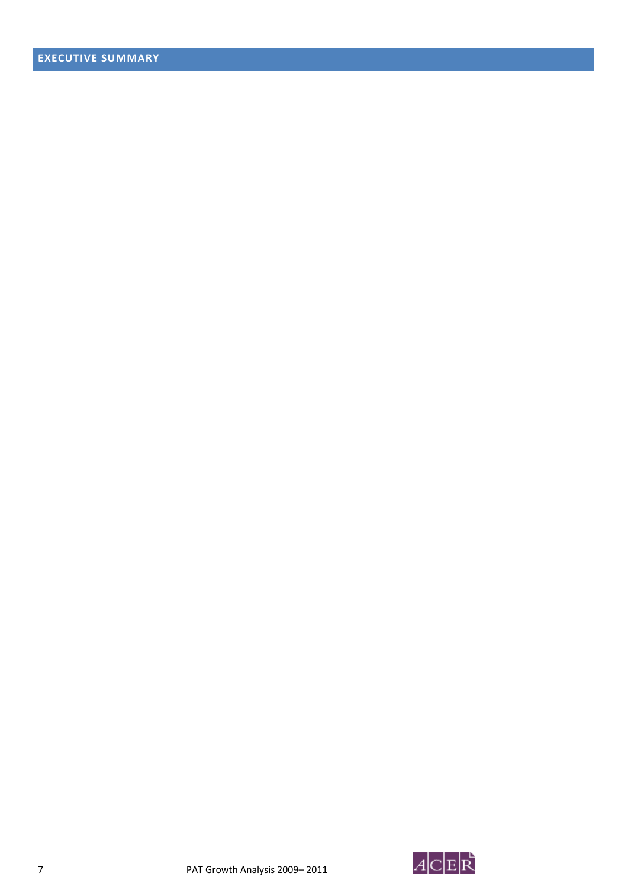# EXECUTIVE SUMMARY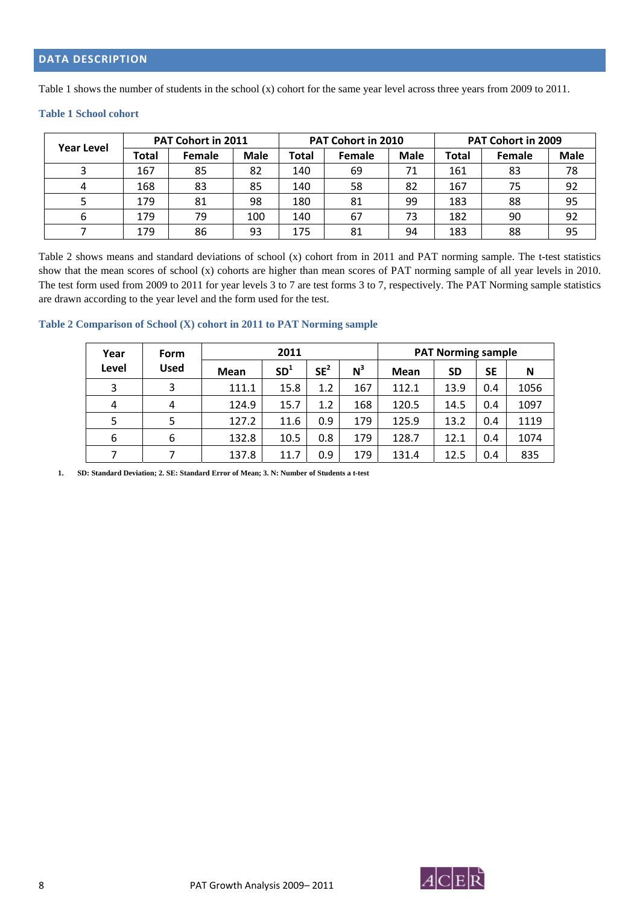## DATA DESCRIPTION

Table 1 shows the number of students in the school (x) cohort for the same year level across three years from 2009 to 2011.

**Table 1 School cohort**

| Year Level | PAT Cohort in 2011 | | | PAT Cohort in 2010 | | | PAT Cohort in 2009 | | |
|---|---|---|---|---|---|---|---|---|---|
| | Total | Female | Male | Total | Female | Male | Total | Female | Male |
| 3 | 167 | 85 | 82 | 140 | 69 | 71 | 161 | 83 | 78 |
| 4 | 168 | 83 | 85 | 140 | 58 | 82 | 167 | 75 | 92 |
| 5 | 179 | 81 | 98 | 180 | 81 | 99 | 183 | 88 | 95 |
| 6 | 179 | 79 | 100 | 140 | 67 | 73 | 182 | 90 | 92 |
| 7 | 179 | 86 | 93 | 175 | 81 | 94 | 183 | 88 | 95 |

Table 2 shows means and standard deviations of school (x) cohort from in 2011 and PAT norming sample. The t-test statistics show that the mean scores of school (x) cohorts are higher than mean scores of PAT norming sample of all year levels in 2010. The test form used from 2009 to 2011 for year levels 3 to 7 are test forms 3 to 7, respectively. The PAT Norming sample statistics are drawn according to the year level and the form used for the test.

**Table 2 Comparison of School (X) cohort in 2011 to PAT Norming sample**

| Year Level | Form Used | 2011 | | | | PAT Norming sample | | | |
|---|---|---|---|---|---|---|---|---|---|
| | | Mean | SD[1] | SE[2] | N[3] | Mean | SD | SE | N |
| 3 | 3 | 111.1 | 15.8 | 1.2 | 167 | 112.1 | 13.9 | 0.4 | 1056 |
| 4 | 4 | 124.9 | 15.7 | 1.2 | 168 | 120.5 | 14.5 | 0.4 | 1097 |
| 5 | 5 | 127.2 | 11.6 | 0.9 | 179 | 125.9 | 13.2 | 0.4 | 1119 |
| 6 | 6 | 132.8 | 10.5 | 0.8 | 179 | 128.7 | 12.1 | 0.4 | 1074 |
| 7 | 7 | 137.8 | 11.7 | 0.9 | 179 | 131.4 | 12.5 | 0.4 | 835 |

1. SD: Standard Deviation; 2. SE: Standard Error of Mean; 3. N: Number of Students a t-test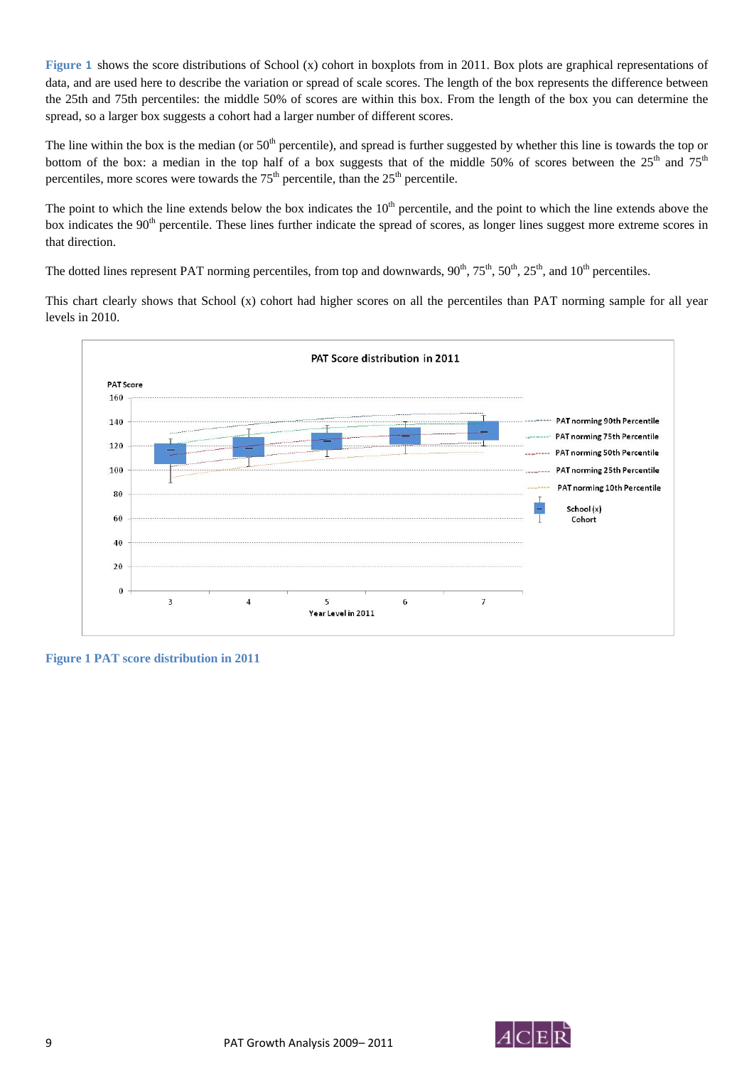**Figure 1** shows the score distributions of School (x) cohort in boxplots from in 2011. Box plots are graphical representations of data, and are used here to describe the variation or spread of scale scores. The length of the box represents the difference between the 25th and 75th percentiles: the middle 50% of scores are within this box. From the length of the box you can determine the spread, so a larger box suggests a cohort had a larger number of different scores.

The line within the box is the median (or 50th percentile), and spread is further suggested by whether this line is towards the top or bottom of the box: a median in the top half of a box suggests that of the middle 50% of scores between the 25th and 75th percentiles, more scores were towards the 75th percentile, than the 25th percentile.

The point to which the line extends below the box indicates the 10th percentile, and the point to which the line extends above the box indicates the 90th percentile. These lines further indicate the spread of scores, as longer lines suggest more extreme scores in that direction.

The dotted lines represent PAT norming percentiles, from top and downwards, 90th, 75th, 50th, 25th, and 10th percentiles.

This chart clearly shows that School (x) cohort had higher scores on all the percentiles than PAT norming sample for all year levels in 2010.

**Figure 1 PAT score distribution in 2011**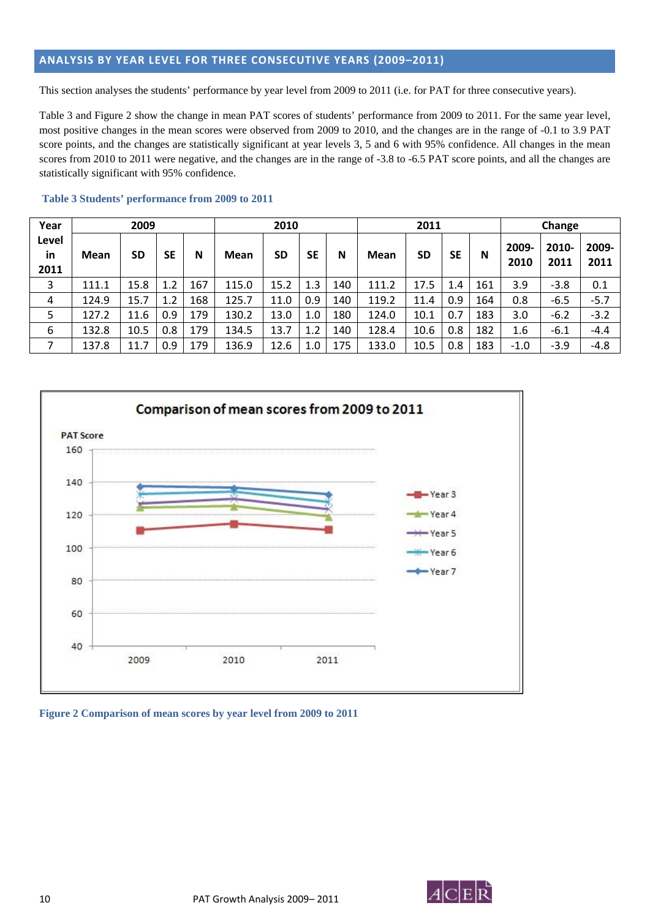## ANALYSIS BY YEAR LEVEL FOR THREE CONSECUTIVE YEARS (2009–2011)

This section analyses the students' performance by year level from 2009 to 2011 (i.e. for PAT for three consecutive years).

Table 3 and Figure 2 show the change in mean PAT scores of students' performance from 2009 to 2010. For the same year level, most positive changes in the mean scores were observed from 2009 to 2010, and the changes are in the range of -0.1 to 3.9 PAT score points, and the changes are statistically significant at year levels 3, 5 and 6 with 95% confidence. All changes in the mean scores from 2010 to 2011 were negative, and the changes are in the range of -3.8 to -6.5 PAT score points, and all the changes are statistically significant with 95% confidence.

**Table 3 Students' performance from 2009 to 2011**

| Year Level in 2011 | 2009 | | | | 2010 | | | | 2011 | | | | Change | | |
|---|---|---|---|---|---|---|---|---|---|---|---|---|---|---|---|
| | Mean | SD | SE | N | Mean | SD | SE | N | Mean | SD | SE | N | 2009-2010 | 2010-2011 | 2009-2011 |
| 3 | 111.1 | 15.8 | 1.2 | 167 | 115.0 | 15.2 | 1.3 | 140 | 111.2 | 17.5 | 1.4 | 161 | 3.9 | -3.8 | 0.1 |
| 4 | 124.9 | 15.7 | 1.2 | 168 | 125.7 | 11.0 | 0.9 | 140 | 119.2 | 11.4 | 0.9 | 164 | 0.8 | -6.5 | -5.7 |
| 5 | 127.2 | 11.6 | 0.9 | 179 | 130.2 | 13.0 | 1.0 | 180 | 124.0 | 10.1 | 0.7 | 183 | 3.0 | -6.2 | -3.2 |
| 6 | 132.8 | 10.5 | 0.8 | 179 | 134.5 | 13.7 | 1.2 | 140 | 128.4 | 10.6 | 0.8 | 182 | 1.6 | -6.1 | -4.4 |
| 7 | 137.8 | 11.7 | 0.9 | 179 | 136.9 | 12.6 | 1.0 | 175 | 133.0 | 10.5 | 0.8 | 183 | -1.0 | -3.9 | -4.8 |

**Figure 2 Comparison of mean scores by year level from 2009 to 2011**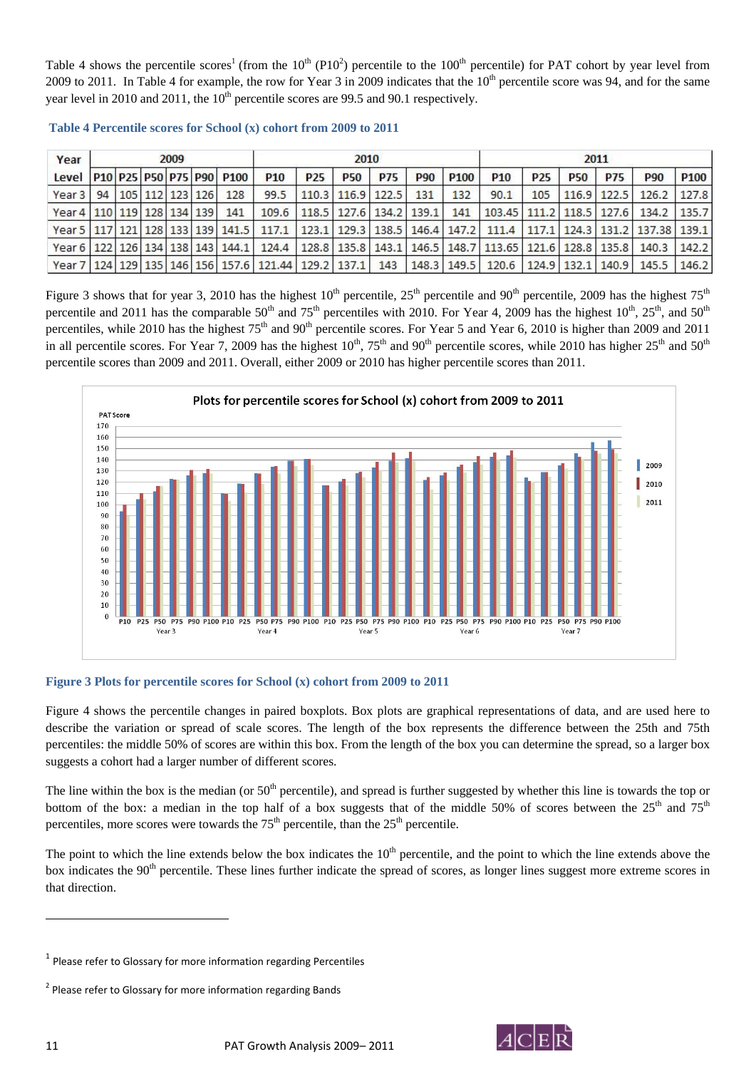Table 4 shows the percentile scores[1] (from the 10th (P10[2]) percentile to the 100th percentile) for PAT cohort by year level from 2009 to 2011. In Table 4 for example, the row for Year 3 in 2009 indicates that the 10th percentile score was 94, and for the same year level in 2010 and 2011, the 10th percentile scores are 99.5 and 90.1 respectively.

**Table 4 Percentile scores for School (x) cohort from 2009 to 2011**

| Year | 2009 | | | | | | 2010 | | | | | | 2011 | | | | | |
|---|---|---|---|---|---|---|---|---|---|---|---|---|---|---|---|---|---|---|
| Level | P10 | P25 | P50 | P75 | P90 | P100 | P10 | P25 | P50 | P75 | P90 | P100 | P10 | P25 | P50 | P75 | P90 | P100 |
| Year 3 | 94 | 105 | 112 | 123 | 126 | 128 | 99.5 | 110.3 | 116.9 | 122.5 | 131 | 132 | 90.1 | 105 | 116.9 | 122.5 | 126.2 | 127.8 |
| Year 4 | 110 | 119 | 128 | 134 | 139 | 141 | 109.6 | 118.5 | 127.6 | 134.2 | 139.1 | 141 | 103.45 | 111.2 | 118.5 | 127.6 | 134.2 | 135.7 |
| Year 5 | 117 | 121 | 128 | 133 | 139 | 141.5 | 117.1 | 123.1 | 129.3 | 138.5 | 146.4 | 147.2 | 111.4 | 117.1 | 124.3 | 131.2 | 137.38 | 139.1 |
| Year 6 | 122 | 126 | 134 | 138 | 143 | 144.1 | 124.4 | 128.8 | 135.8 | 143.1 | 146.5 | 148.7 | 113.65 | 121.6 | 128.8 | 135.8 | 140.3 | 142.2 |
| Year 7 | 124 | 129 | 135 | 146 | 156 | 157.6 | 121.44 | 129.2 | 137.1 | 143 | 148.3 | 149.5 | 120.6 | 124.9 | 132.1 | 140.9 | 145.5 | 146.2 |

Figure 3 shows that for year 3, 2010 has the highest 10th percentile, 25th percentile and 90th percentile, 2009 has the highest 75th percentile and 2011 has the comparable 50th and 75th percentiles with 2010. For Year 4, 2009 has the highest 10th, 25th, and 50th percentiles, while 2010 has the highest 75th and 90th percentile scores. For Year 5 and Year 6, 2010 is higher than 2009 and 2011 in all percentile scores. For Year 7, 2009 has the highest 10th, 75th and 90th percentile scores, while 2010 has higher 25th and 50th percentile scores than 2009 and 2011. Overall, either 2009 or 2010 has higher percentile scores than 2011.

**Figure 3 Plots for percentile scores for School (x) cohort from 2009 to 2011**

Figure 4 shows the percentile changes in paired boxplots. Box plots are graphical representations of data, and are used here to describe the variation or spread of scale scores. The length of the box represents the difference between the 25th and 75th percentiles: the middle 50% of scores are within this box. From the length of the box you can determine the spread, so a larger box suggests a cohort had a larger number of different scores.

The line within the box is the median (or 50th percentile), and spread is further suggested by whether this line is towards the top or bottom of the box: a median in the top half of a box suggests that of the middle 50% of scores between the 25th and 75th percentiles, more scores were towards the 75th percentile, than the 25th percentile.

The point to which the line extends below the box indicates the 10th percentile, and the point to which the line extends above the box indicates the 90th percentile. These lines further indicate the spread of scores, as longer lines suggest more extreme scores in that direction.

---

[1] Please refer to Glossary for more information regarding Percentiles

[2] Please refer to Glossary for more information regarding Bands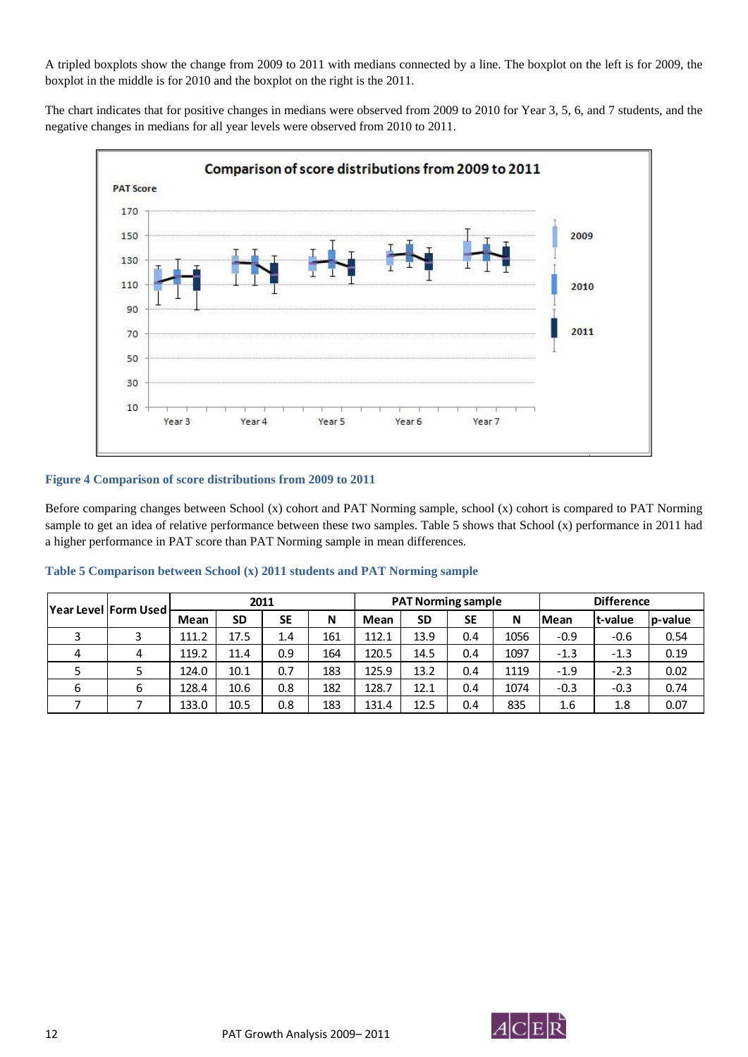A tripled boxplots show the change from 2009 to 2011 with medians connected by a line. The boxplot on the left is for 2009, the boxplot in the middle is for 2010 and the boxplot on the right is the 2011.

The chart indicates that for positive changes in medians were observed from 2009 to 2010 for Year 3, 5, 6, and 7 students, and the negative changes in medians for all year levels were observed from 2010 to 2011.

**Figure 4 Comparison of score distributions from 2009 to 2011**

Before comparing changes between School (x) cohort and PAT Norming sample, school (x) cohort is compared to PAT Norming sample to get an idea of relative performance between these two samples. Table 5 shows that School (x) performance in 2011 had a higher performance in PAT score than PAT Norming sample in mean differences.

**Table 5 Comparison between School (x) 2011 students and PAT Norming sample**

| Year Level | Form Used | 2011 | | | | PAT Norming sample | | | | Difference | | |
|---|---|---|---|---|---|---|---|---|---|---|---|---|
| | | Mean | SD | SE | N | Mean | SD | SE | N | Mean | t-value | p-value |
| 3 | 3 | 111.2 | 17.5 | 1.4 | 161 | 112.1 | 13.9 | 0.4 | 1056 | -0.9 | -0.6 | 0.54 |
| 4 | 4 | 119.2 | 11.4 | 0.9 | 164 | 120.5 | 14.5 | 0.4 | 1097 | -1.3 | -1.3 | 0.19 |
| 5 | 5 | 124.0 | 10.1 | 0.7 | 183 | 125.9 | 13.2 | 0.4 | 1119 | -1.9 | -2.3 | 0.02 |
| 6 | 6 | 128.4 | 10.6 | 0.8 | 182 | 128.7 | 12.1 | 0.4 | 1074 | -0.3 | -0.3 | 0.74 |
| 7 | 7 | 133.0 | 10.5 | 0.8 | 183 | 131.4 | 12.5 | 0.4 | 835 | 1.6 | 1.8 | 0.07 |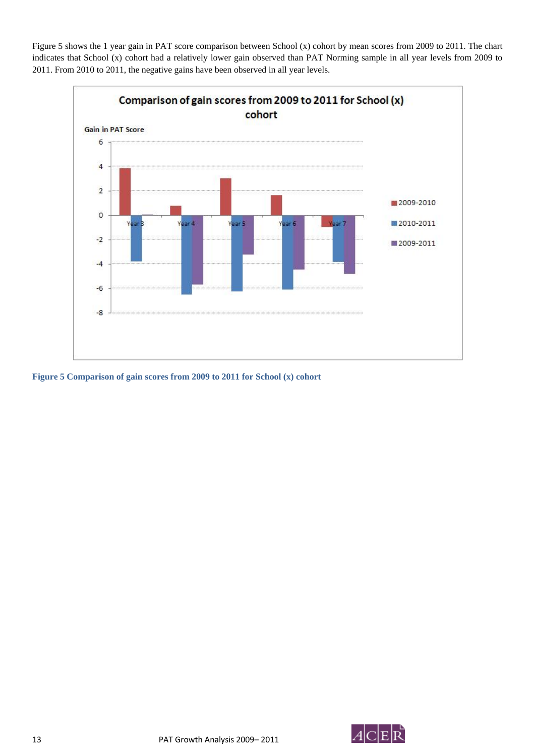Figure 5 shows the 1 year gain in PAT score comparison between School (x) cohort by mean scores from 2009 to 2011. The chart indicates that School (x) cohort had a relatively lower gain observed than PAT Norming sample in all year levels from 2009 to 2011. From 2010 to 2011, the negative gains have been observed in all year levels.

**Figure 5 Comparison of gain scores from 2009 to 2011 for School (x) cohort**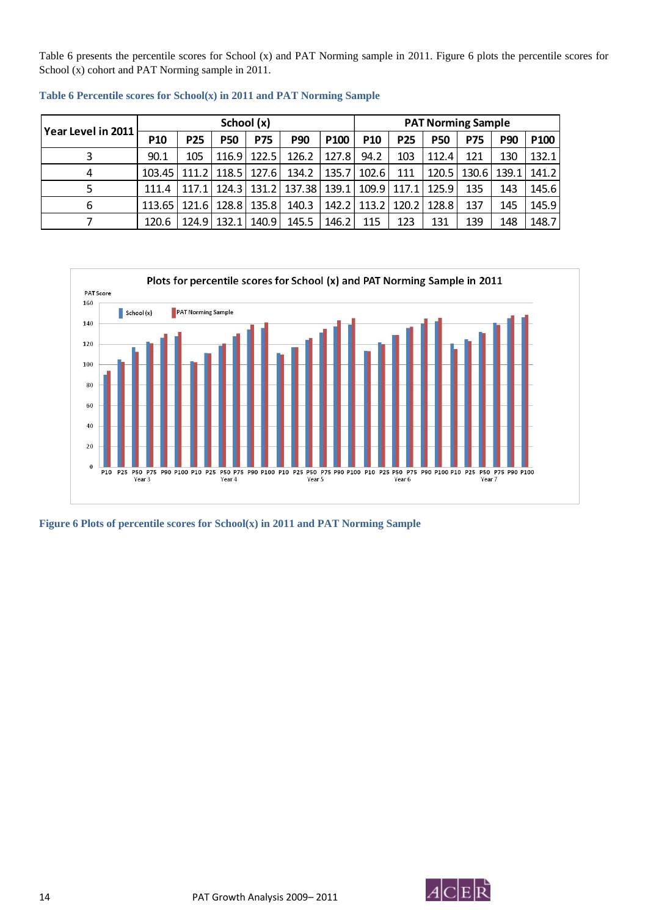Table 6 presents the percentile scores for School (x) and PAT Norming sample in 2011. Figure 6 plots the percentile scores for School (x) cohort and PAT Norming sample in 2011.

**Table 6 Percentile scores for School(x) in 2011 and PAT Norming Sample**

| Year Level in 2011 | School (x) | | | | | | PAT Norming Sample | | | | | |
|---|---|---|---|---|---|---|---|---|---|---|---|---|
| | P10 | P25 | P50 | P75 | P90 | P100 | P10 | P25 | P50 | P75 | P90 | P100 |
| 3 | 90.1 | 105 | 116.9 | 122.5 | 126.2 | 127.8 | 94.2 | 103 | 112.4 | 121 | 130 | 132.1 |
| 4 | 103.45 | 111.2 | 118.5 | 127.6 | 134.2 | 135.7 | 102.6 | 111 | 120.5 | 130.6 | 139.1 | 141.2 |
| 5 | 111.4 | 117.1 | 124.3 | 131.2 | 137.38 | 139.1 | 109.9 | 117.1 | 125.9 | 135 | 143 | 145.6 |
| 6 | 113.65 | 121.6 | 128.8 | 135.8 | 140.3 | 142.2 | 113.2 | 120.2 | 128.8 | 137 | 145 | 145.9 |
| 7 | 120.6 | 124.9 | 132.1 | 140.9 | 145.5 | 146.2 | 115 | 123 | 131 | 139 | 148 | 148.7 |

**Figure 6 Plots of percentile scores for School(x) in 2011 and PAT Norming Sample**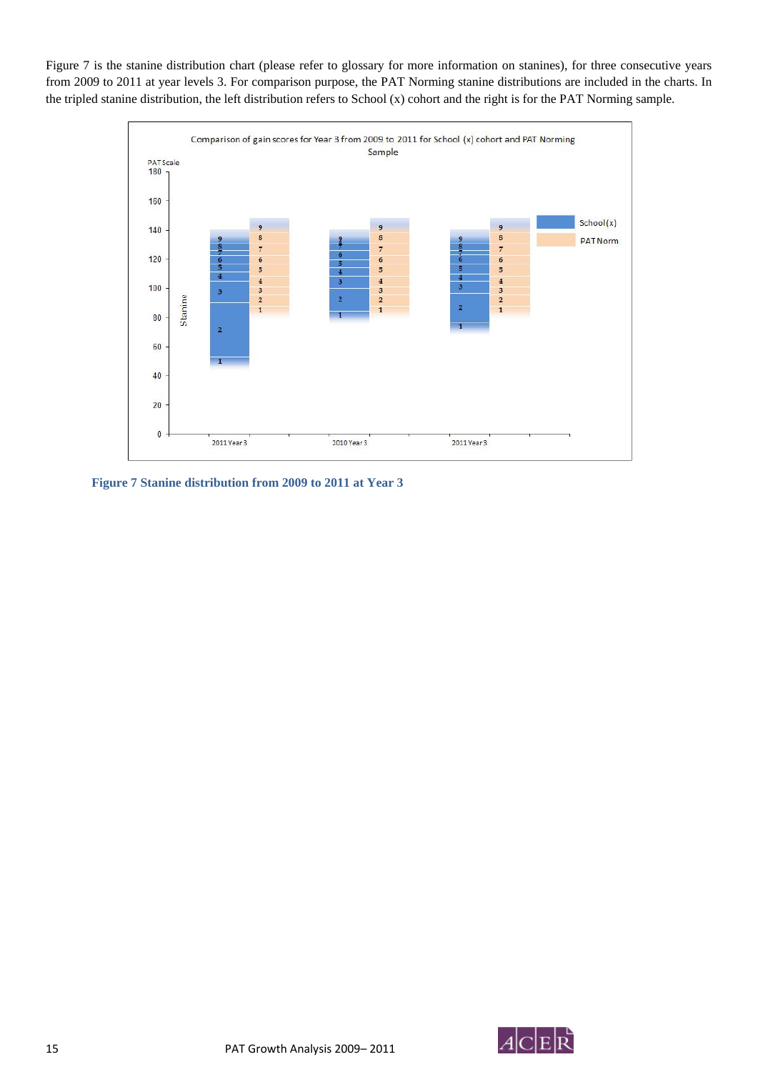Figure 7 is the stanine distribution chart (please refer to glossary for more information on stanines), for three consecutive years from 2009 to 2011 at year levels 3. For comparison purpose, the PAT Norming stanine distributions are included in the charts. In the tripled stanine distribution, the left distribution refers to School (x) cohort and the right is for the PAT Norming sample.

Comparison of gain scores for Year 3 from 2009 to 2011 for School (x) cohort and PAT Norming Sample

**Figure 7 Stanine distribution from 2009 to 2011 at Year 3**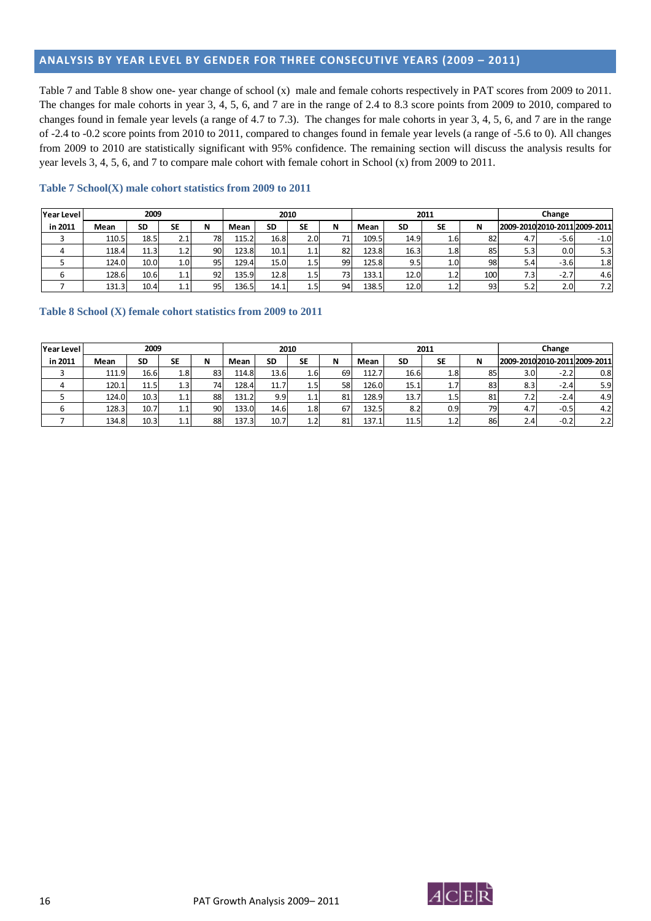## ANALYSIS BY YEAR LEVEL BY GENDER FOR THREE CONSECUTIVE YEARS (2009 – 2011)

Table 7 and Table 8 show one- year change of school (x) male and female cohorts respectively in PAT scores from 2009 to 2011. The changes for male cohorts in year 3, 4, 5, 6, and 7 are in the range of 2.4 to 8.3 score points from 2009 to 2010, compared to changes found in female year levels (a range of 4.7 to 7.3). The changes for male cohorts in year 3, 4, 5, 6, and 7 are in the range of -2.4 to -0.2 score points from 2010 to 2011, compared to changes found in female year levels (a range of -5.6 to 0). All changes from 2009 to 2010 are statistically significant with 95% confidence. The remaining section will discuss the analysis results for year levels 3, 4, 5, 6, and 7 to compare male cohort with female cohort in School (x) from 2009 to 2011.

### Table 7 School(X) male cohort statistics from 2009 to 2011

| Year Level | 2009 | | | | 2010 | | | | 2011 | | | | Change | | |
|---|---|---|---|---|---|---|---|---|---|---|---|---|---|---|---|
| in 2011 | Mean | SD | SE | N | Mean | SD | SE | N | Mean | SD | SE | N | 2009-2010 | 2010-2011 | 2009-2011 |
| 3 | 110.5 | 18.5 | 2.1 | 78 | 115.2 | 16.8 | 2.0 | 71 | 109.5 | 14.9 | 1.6 | 82 | 4.7 | -5.6 | -1.0 |
| 4 | 118.4 | 11.3 | 1.2 | 90 | 123.8 | 10.1 | 1.1 | 82 | 123.8 | 16.3 | 1.8 | 85 | 5.3 | 0.0 | 5.3 |
| 5 | 124.0 | 10.0 | 1.0 | 95 | 129.4 | 15.0 | 1.5 | 99 | 125.8 | 9.5 | 1.0 | 98 | 5.4 | -3.6 | 1.8 |
| 6 | 128.6 | 10.6 | 1.1 | 92 | 135.9 | 12.8 | 1.5 | 73 | 133.1 | 12.0 | 1.2 | 100 | 7.3 | -2.7 | 4.6 |
| 7 | 131.3 | 10.4 | 1.1 | 95 | 136.5 | 14.1 | 1.5 | 94 | 138.5 | 12.0 | 1.2 | 93 | 5.2 | 2.0 | 7.2 |

### Table 8 School (X) female cohort statistics from 2009 to 2011

| Year Level | 2009 | | | | 2010 | | | | 2011 | | | | Change | | |
|---|---|---|---|---|---|---|---|---|---|---|---|---|---|---|---|
| in 2011 | Mean | SD | SE | N | Mean | SD | SE | N | Mean | SD | SE | N | 2009-2010 | 2010-2011 | 2009-2011 |
| 3 | 111.9 | 16.6 | 1.8 | 83 | 114.8 | 13.6 | 1.6 | 69 | 112.7 | 16.6 | 1.8 | 85 | 3.0 | -2.2 | 0.8 |
| 4 | 120.1 | 11.5 | 1.3 | 74 | 128.4 | 11.7 | 1.5 | 58 | 126.0 | 15.1 | 1.7 | 83 | 8.3 | -2.4 | 5.9 |
| 5 | 124.0 | 10.3 | 1.1 | 88 | 131.2 | 9.9 | 1.1 | 81 | 128.9 | 13.7 | 1.5 | 81 | 7.2 | -2.4 | 4.9 |
| 6 | 128.3 | 10.7 | 1.1 | 90 | 133.0 | 14.6 | 1.8 | 67 | 132.5 | 8.2 | 0.9 | 79 | 4.7 | -0.5 | 4.2 |
| 7 | 134.8 | 10.3 | 1.1 | 88 | 137.3 | 10.7 | 1.2 | 81 | 137.1 | 11.5 | 1.2 | 86 | 2.4 | -0.2 | 2.2 |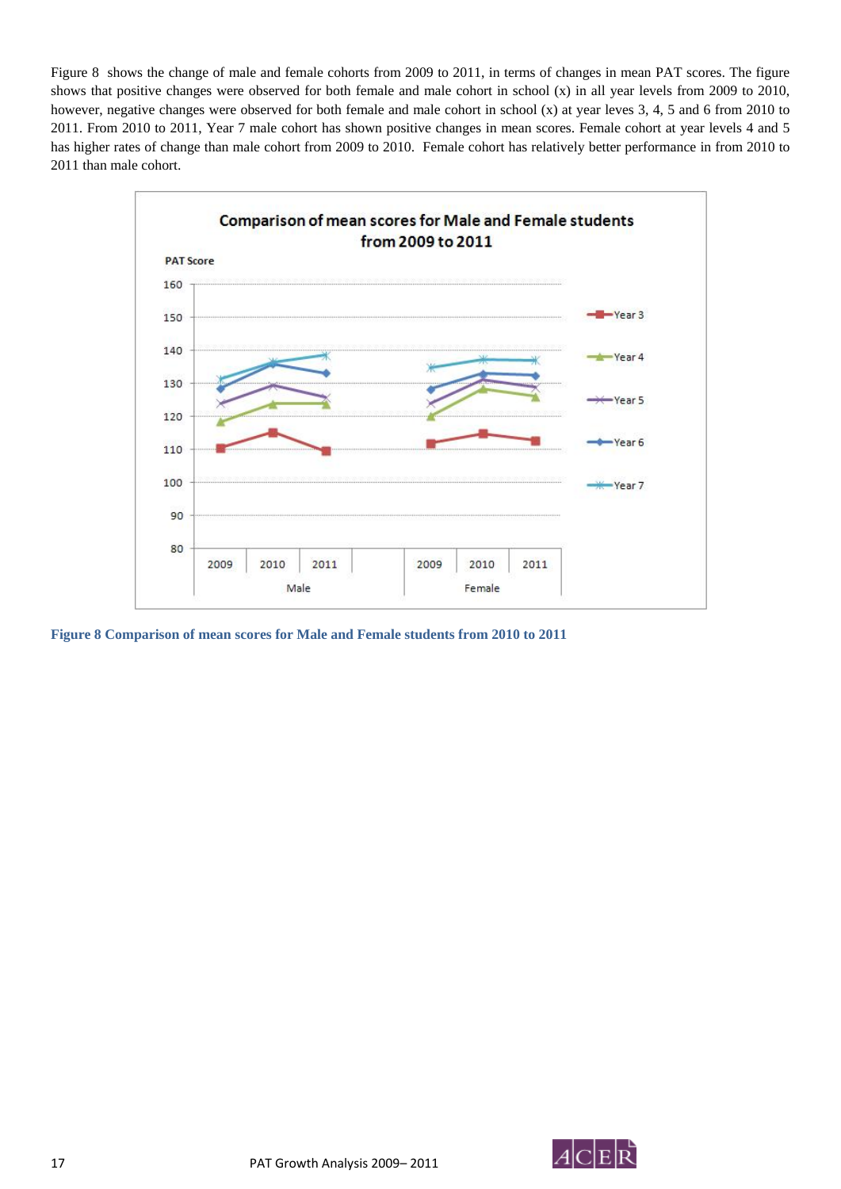Figure 8 shows the change of male and female cohorts from 2009 to 2011, in terms of changes in mean PAT scores. The figure shows that positive changes were observed for both female and male cohort in school (x) in all year levels from 2009 to 2010, however, negative changes were observed for both female and male cohort in school (x) at year leves 3, 4, 5 and 6 from 2010 to 2011. From 2010 to 2011, Year 7 male cohort has shown positive changes in mean scores. Female cohort at year levels 4 and 5 has higher rates of change than male cohort from 2009 to 2010. Female cohort has relatively better performance in from 2010 to 2011 than male cohort.

**Figure 8 Comparison of mean scores for Male and Female students from 2010 to 2011**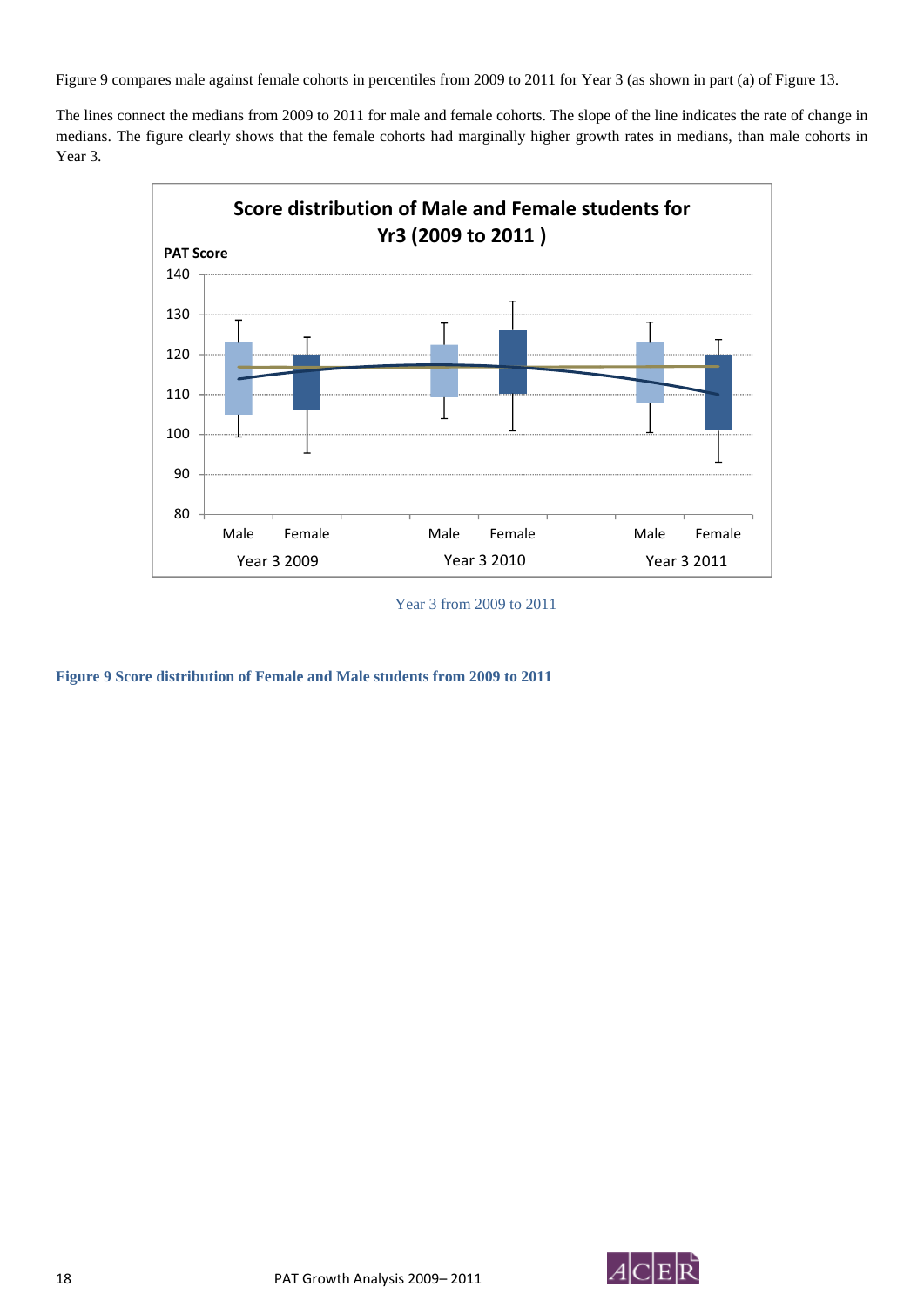Figure 9 compares male against female cohorts in percentiles from 2009 to 2011 for Year 3 (as shown in part (a) of Figure 13.

The lines connect the medians from 2009 to 2011 for male and female cohorts. The slope of the line indicates the rate of change in medians. The figure clearly shows that the female cohorts had marginally higher growth rates in medians, than male cohorts in Year 3.

Year 3 from 2009 to 2011

**Figure 9 Score distribution of Female and Male students from 2009 to 2011**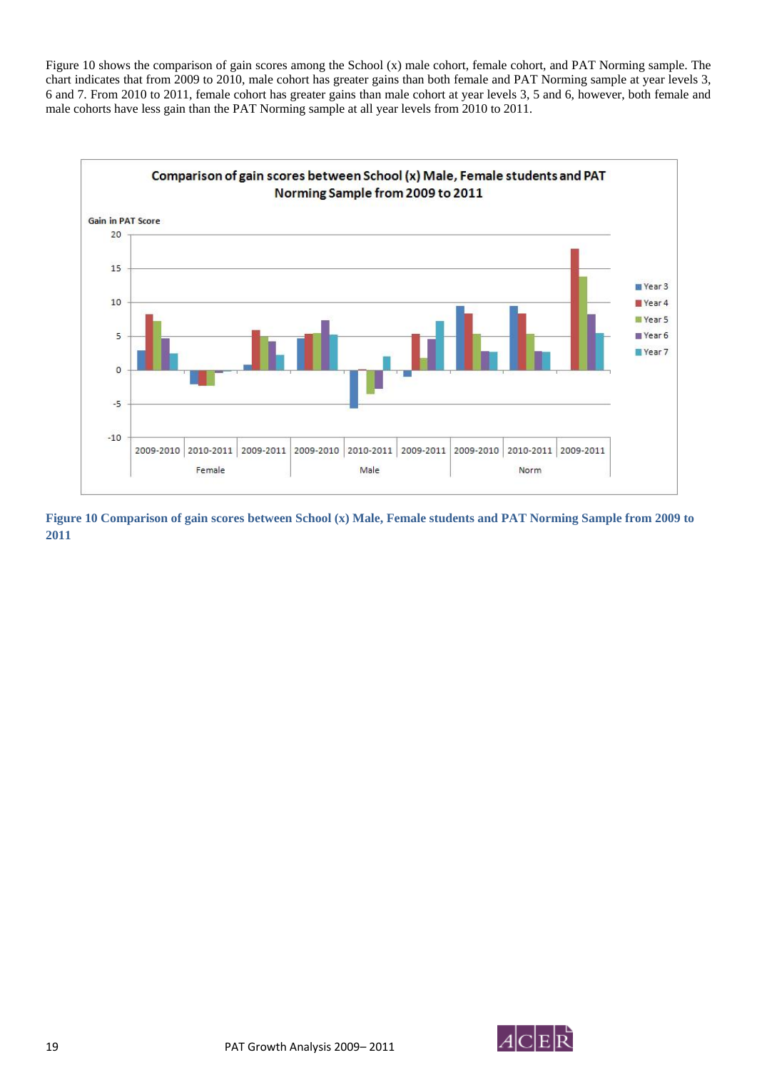Figure 10 shows the comparison of gain scores among the School (x) male cohort, female cohort, and PAT Norming sample. The chart indicates that from 2009 to 2010, male cohort has greater gains than both female and PAT Norming sample at year levels 3, 6 and 7. From 2010 to 2011, female cohort has greater gains than male cohort at year levels 3, 5 and 6, however, both female and male cohorts have less gain than the PAT Norming sample at all year levels from 2010 to 2011.

**Figure 10 Comparison of gain scores between School (x) Male, Female students and PAT Norming Sample from 2009 to 2011**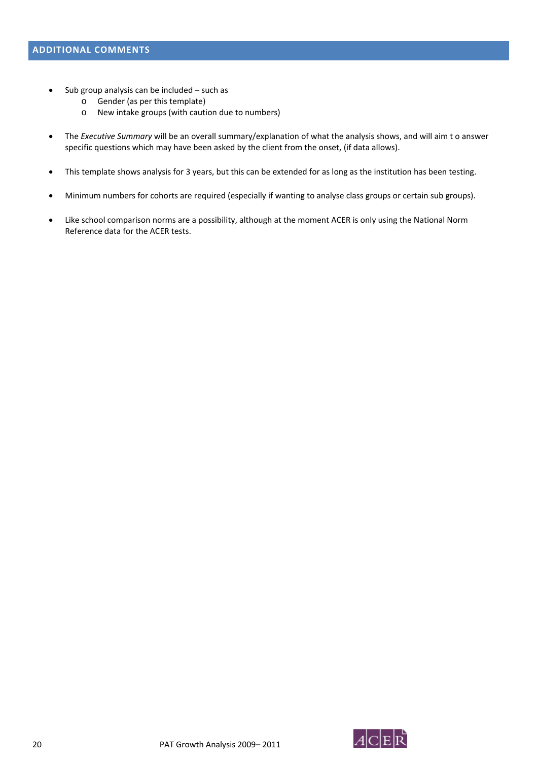## ADDITIONAL COMMENTS

- Sub group analysis can be included – such as
  - Gender (as per this template)
  - New intake groups (with caution due to numbers)
- The *Executive Summary* will be an overall summary/explanation of what the analysis shows, and will aim t o answer specific questions which may have been asked by the client from the onset, (if data allows).
- This template shows analysis for 3 years, but this can be extended for as long as the institution has been testing.
- Minimum numbers for cohorts are required (especially if wanting to analyse class groups or certain sub groups).
- Like school comparison norms are a possibility, although at the moment ACER is only using the National Norm Reference data for the ACER tests.